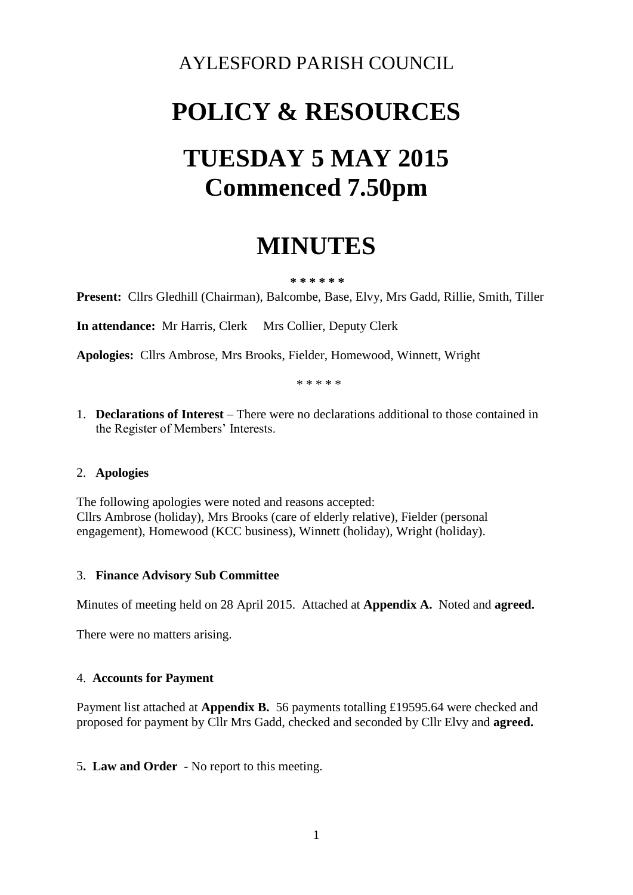# AYLESFORD PARISH COUNCIL

# POLICY & RESOURCES

# TUESDAY 5 MAY 2015
# Commenced 7.50pm

# MINUTES

\* \* \* \* \* \*

**Present:** Cllrs Gledhill (Chairman), Balcombe, Base, Elvy, Mrs Gadd, Rillie, Smith, Tiller

**In attendance:** Mr Harris, Clerk  Mrs Collier, Deputy Clerk

**Apologies:** Cllrs Ambrose, Mrs Brooks, Fielder, Homewood, Winnett, Wright

\* \* \* \* \*

1. **Declarations of Interest** – There were no declarations additional to those contained in the Register of Members' Interests.

2. **Apologies**

The following apologies were noted and reasons accepted:
Cllrs Ambrose (holiday), Mrs Brooks (care of elderly relative), Fielder (personal engagement), Homewood (KCC business), Winnett (holiday), Wright (holiday).

3. **Finance Advisory Sub Committee**

Minutes of meeting held on 28 April 2015. Attached at **Appendix A.** Noted and **agreed.**

There were no matters arising.

4. **Accounts for Payment**

Payment list attached at **Appendix B.** 56 payments totalling £19595.64 were checked and proposed for payment by Cllr Mrs Gadd, checked and seconded by Cllr Elvy and **agreed.**

5. **Law and Order** - No report to this meeting.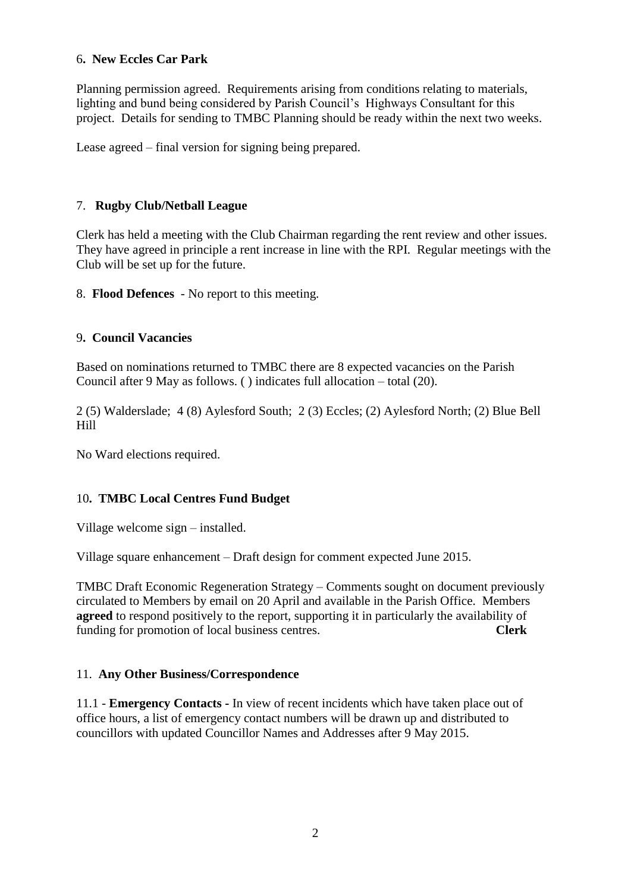6**. New Eccles Car Park**

Planning permission agreed. Requirements arising from conditions relating to materials, lighting and bund being considered by Parish Council's Highways Consultant for this project. Details for sending to TMBC Planning should be ready within the next two weeks.

Lease agreed – final version for signing being prepared.

7. **Rugby Club/Netball League**

Clerk has held a meeting with the Club Chairman regarding the rent review and other issues. They have agreed in principle a rent increase in line with the RPI. Regular meetings with the Club will be set up for the future.

8. **Flood Defences** - No report to this meeting.

9**. Council Vacancies**

Based on nominations returned to TMBC there are 8 expected vacancies on the Parish Council after 9 May as follows. ( ) indicates full allocation – total (20).

2 (5) Walderslade; 4 (8) Aylesford South; 2 (3) Eccles; (2) Aylesford North; (2) Blue Bell Hill

No Ward elections required.

10**. TMBC Local Centres Fund Budget**

Village welcome sign – installed.

Village square enhancement – Draft design for comment expected June 2015.

TMBC Draft Economic Regeneration Strategy – Comments sought on document previously circulated to Members by email on 20 April and available in the Parish Office. Members **agreed** to respond positively to the report, supporting it in particularly the availability of funding for promotion of local business centres. **Clerk**

11. **Any Other Business/Correspondence**

11.1 - **Emergency Contacts -** In view of recent incidents which have taken place out of office hours, a list of emergency contact numbers will be drawn up and distributed to councillors with updated Councillor Names and Addresses after 9 May 2015.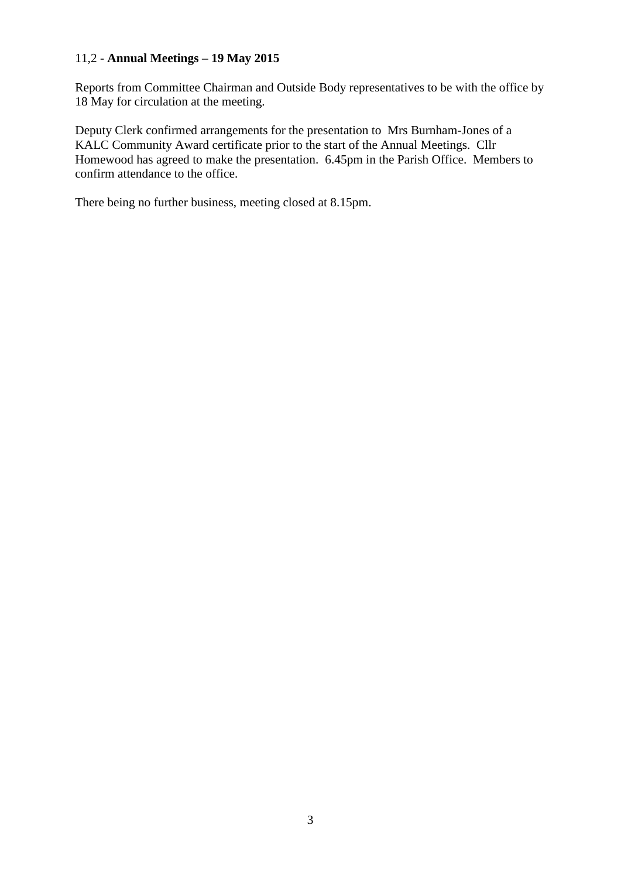11,2 - **Annual Meetings – 19 May 2015**

Reports from Committee Chairman and Outside Body representatives to be with the office by 18 May for circulation at the meeting.

Deputy Clerk confirmed arrangements for the presentation to Mrs Burnham-Jones of a KALC Community Award certificate prior to the start of the Annual Meetings. Cllr Homewood has agreed to make the presentation. 6.45pm in the Parish Office. Members to confirm attendance to the office.

There being no further business, meeting closed at 8.15pm.